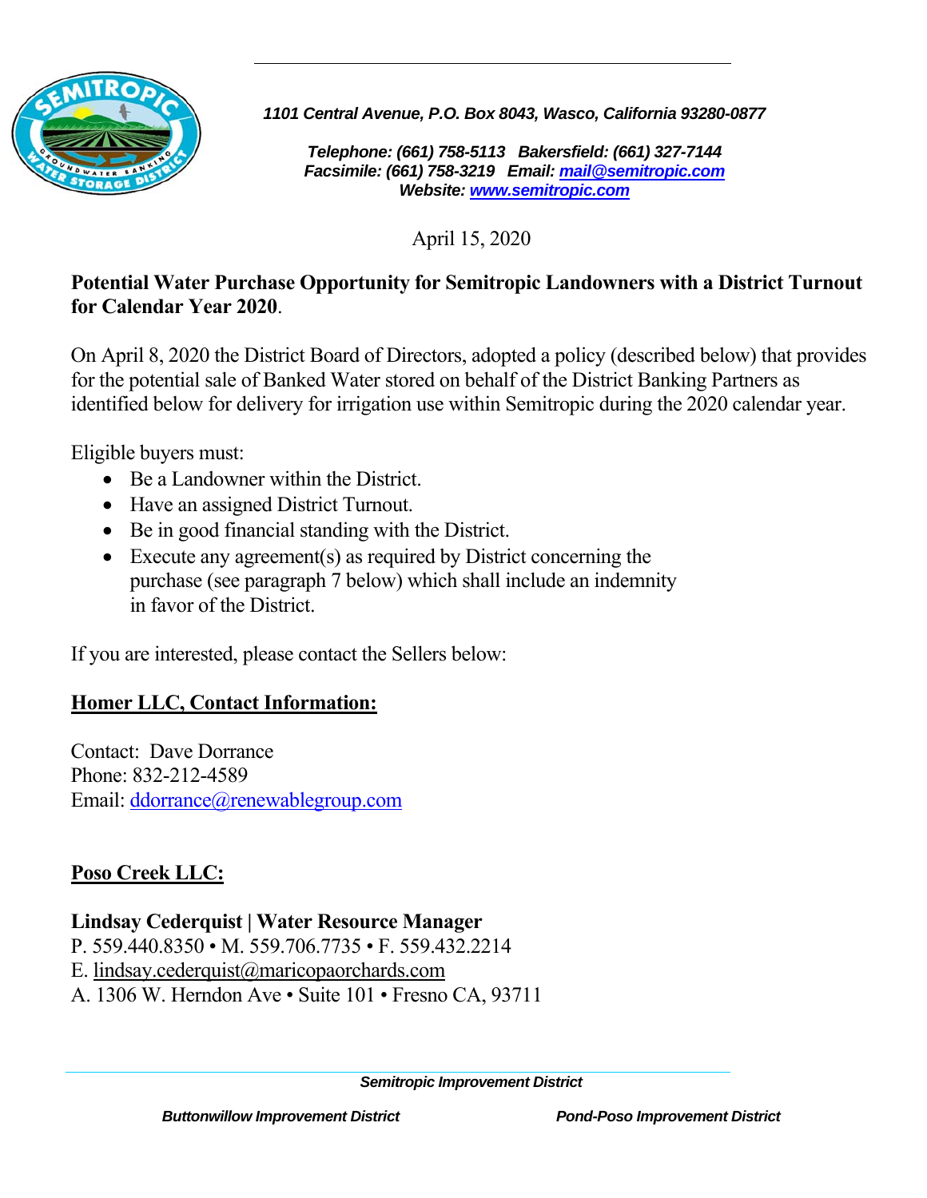*1101 Central Avenue, P.O. Box 8043, Wasco, California 93280-0877*

***Telephone: (661) 758-5113   Bakersfield: (661) 327-7144***
***Facsimile: (661) 758-3219   Email: mail@semitropic.com***
***Website: www.semitropic.com***

April 15, 2020

**Potential Water Purchase Opportunity for Semitropic Landowners with a District Turnout for Calendar Year 2020**.

On April 8, 2020 the District Board of Directors, adopted a policy (described below) that provides for the potential sale of Banked Water stored on behalf of the District Banking Partners as identified below for delivery for irrigation use within Semitropic during the 2020 calendar year.

Eligible buyers must:

- Be a Landowner within the District.
- Have an assigned District Turnout.
- Be in good financial standing with the District.
- Execute any agreement(s) as required by District concerning the purchase (see paragraph 7 below) which shall include an indemnity in favor of the District.

If you are interested, please contact the Sellers below:

## Homer LLC, Contact Information:

Contact: Dave Dorrance
Phone: 832-212-4589
Email: ddorrance@renewablegroup.com

## Poso Creek LLC:

**Lindsay Cederquist | Water Resource Manager**
P. 559.440.8350 • M. 559.706.7735 • F. 559.432.2214
E. lindsay.cederquist@maricopaorchards.com
A. 1306 W. Herndon Ave • Suite 101 • Fresno CA, 93711

***Semitropic Improvement District***

***Buttonwillow Improvement District***   ***Pond-Poso Improvement District***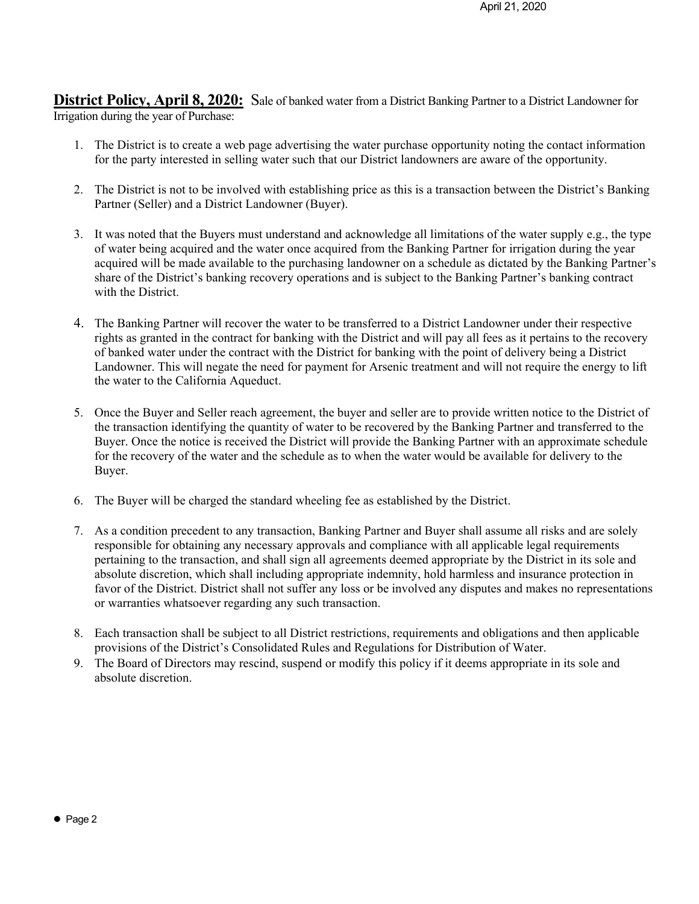**District Policy, April 8, 2020:** Sale of banked water from a District Banking Partner to a District Landowner for Irrigation during the year of Purchase:

1. The District is to create a web page advertising the water purchase opportunity noting the contact information for the party interested in selling water such that our District landowners are aware of the opportunity.

2. The District is not to be involved with establishing price as this is a transaction between the District's Banking Partner (Seller) and a District Landowner (Buyer).

3. It was noted that the Buyers must understand and acknowledge all limitations of the water supply e.g., the type of water being acquired and the water once acquired from the Banking Partner for irrigation during the year acquired will be made available to the purchasing landowner on a schedule as dictated by the Banking Partner's share of the District's banking recovery operations and is subject to the Banking Partner's banking contract with the District.

4. The Banking Partner will recover the water to be transferred to a District Landowner under their respective rights as granted in the contract for banking with the District and will pay all fees as it pertains to the recovery of banked water under the contract with the District for banking with the point of delivery being a District Landowner. This will negate the need for payment for Arsenic treatment and will not require the energy to lift the water to the California Aqueduct.

5. Once the Buyer and Seller reach agreement, the buyer and seller are to provide written notice to the District of the transaction identifying the quantity of water to be recovered by the Banking Partner and transferred to the Buyer. Once the notice is received the District will provide the Banking Partner with an approximate schedule for the recovery of the water and the schedule as to when the water would be available for delivery to the Buyer.

6. The Buyer will be charged the standard wheeling fee as established by the District.

7. As a condition precedent to any transaction, Banking Partner and Buyer shall assume all risks and are solely responsible for obtaining any necessary approvals and compliance with all applicable legal requirements pertaining to the transaction, and shall sign all agreements deemed appropriate by the District in its sole and absolute discretion, which shall including appropriate indemnity, hold harmless and insurance protection in favor of the District. District shall not suffer any loss or be involved any disputes and makes no representations or warranties whatsoever regarding any such transaction.

8. Each transaction shall be subject to all District restrictions, requirements and obligations and then applicable provisions of the District's Consolidated Rules and Regulations for Distribution of Water.

9. The Board of Directors may rescind, suspend or modify this policy if it deems appropriate in its sole and absolute discretion.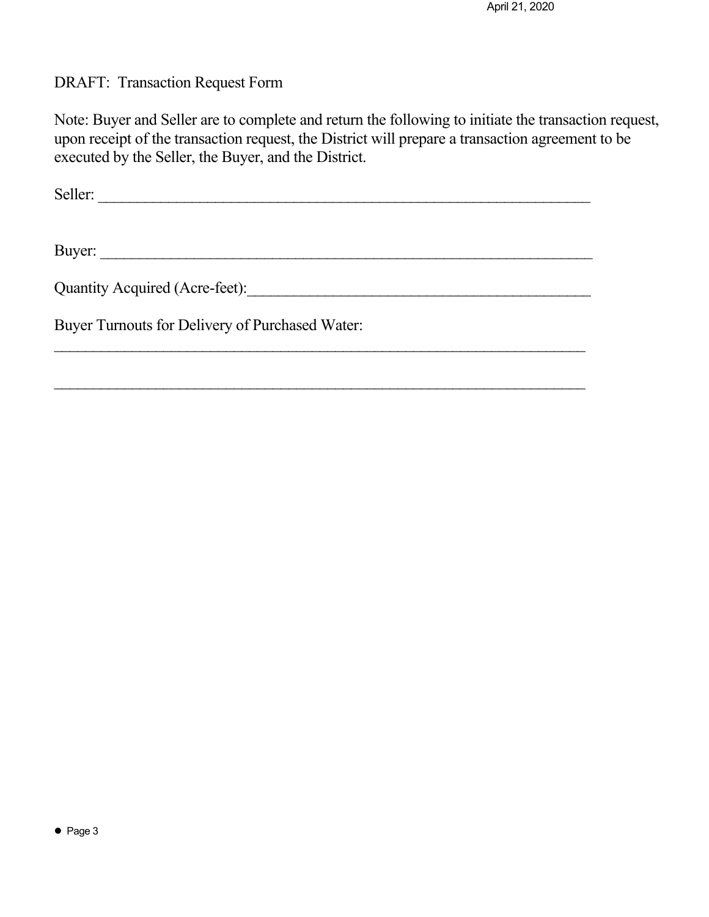DRAFT: Transaction Request Form

Note: Buyer and Seller are to complete and return the following to initiate the transaction request, upon receipt of the transaction request, the District will prepare a transaction agreement to be executed by the Seller, the Buyer, and the District.

Seller: ___________________________________________________________

Buyer: ___________________________________________________________

Quantity Acquired (Acre-feet):_____________________________________

Buyer Turnouts for Delivery of Purchased Water:

__________________________________________________________________

__________________________________________________________________